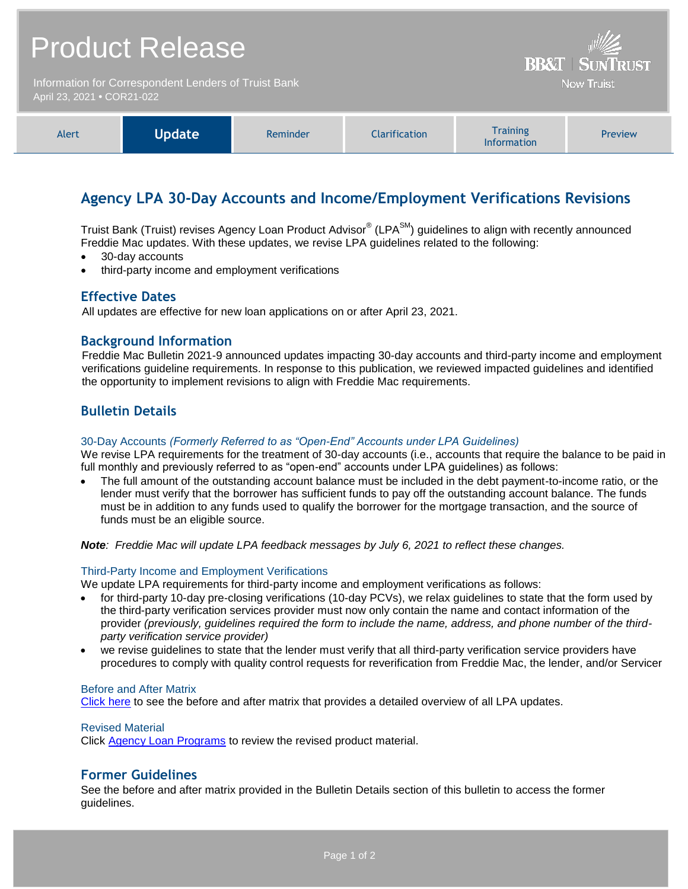# Product Release

Information for Correspondent Lenders of Truist Bank
April 23, 2021 • COR21-022

BB&T | SunTrust
Now Truist

| Alert | **Update** | Reminder | Clarification | Training Information | Preview |
|---|---|---|---|---|---|

## Agency LPA 30-Day Accounts and Income/Employment Verifications Revisions

Truist Bank (Truist) revises Agency Loan Product Advisor® (LPA℠) guidelines to align with recently announced Freddie Mac updates. With these updates, we revise LPA guidelines related to the following:

- 30-day accounts
- third-party income and employment verifications

### Effective Dates

All updates are effective for new loan applications on or after April 23, 2021.

### Background Information

Freddie Mac Bulletin 2021-9 announced updates impacting 30-day accounts and third-party income and employment verifications guideline requirements. In response to this publication, we reviewed impacted guidelines and identified the opportunity to implement revisions to align with Freddie Mac requirements.

### Bulletin Details

#### 30-Day Accounts *(Formerly Referred to as "Open-End" Accounts under LPA Guidelines)*

We revise LPA requirements for the treatment of 30-day accounts (i.e., accounts that require the balance to be paid in full monthly and previously referred to as "open-end" accounts under LPA guidelines) as follows:

- The full amount of the outstanding account balance must be included in the debt payment-to-income ratio, or the lender must verify that the borrower has sufficient funds to pay off the outstanding account balance. The funds must be in addition to any funds used to qualify the borrower for the mortgage transaction, and the source of funds must be an eligible source.

***Note****: Freddie Mac will update LPA feedback messages by July 6, 2021 to reflect these changes.*

#### Third-Party Income and Employment Verifications

We update LPA requirements for third-party income and employment verifications as follows:

- for third-party 10-day pre-closing verifications (10-day PCVs), we relax guidelines to state that the form used by the third-party verification services provider must now only contain the name and contact information of the provider *(previously, guidelines required the form to include the name, address, and phone number of the third-party verification service provider)*
- we revise guidelines to state that the lender must verify that all third-party verification service providers have procedures to comply with quality control requests for reverification from Freddie Mac, the lender, and/or Servicer

#### Before and After Matrix

[Click here](#) to see the before and after matrix that provides a detailed overview of all LPA updates.

#### Revised Material

Click [Agency Loan Programs](#) to review the revised product material.

### Former Guidelines

See the before and after matrix provided in the Bulletin Details section of this bulletin to access the former guidelines.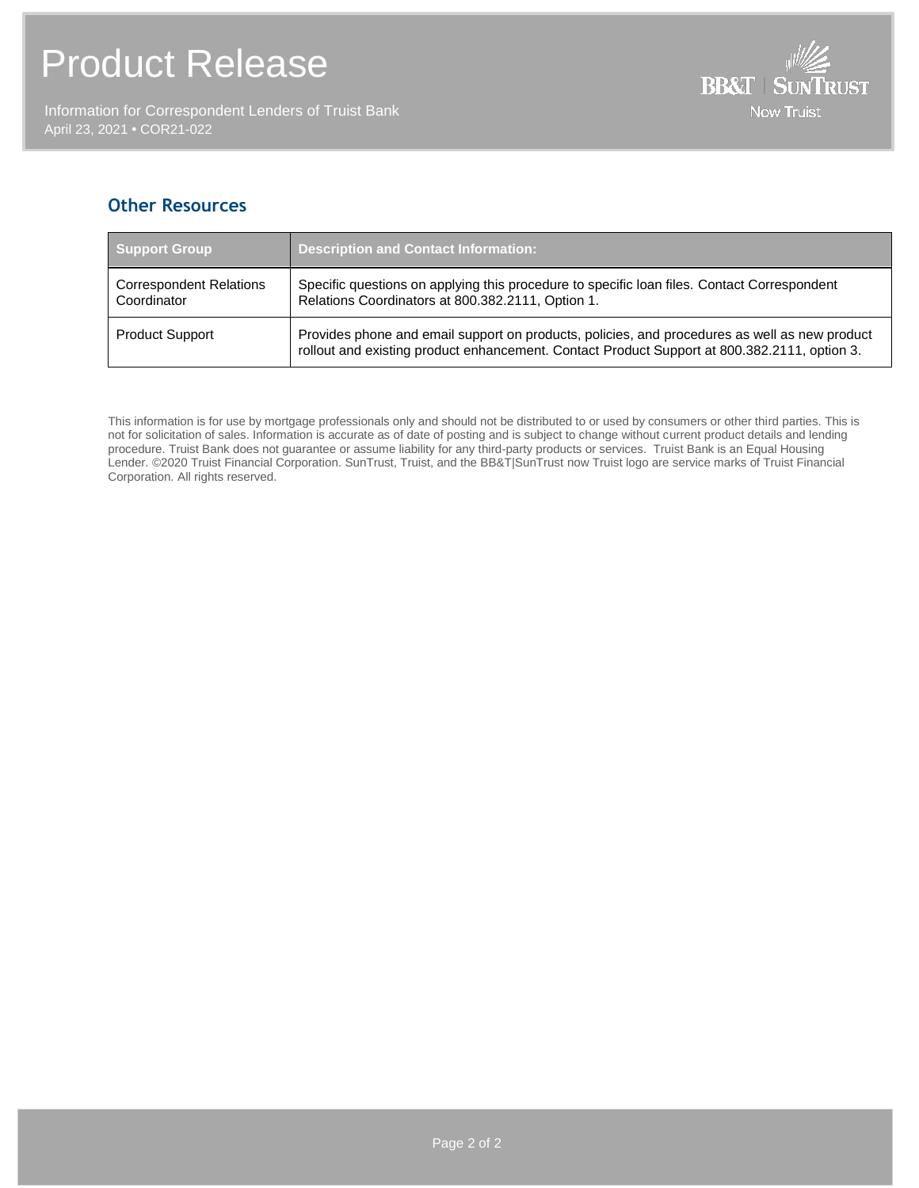## Other Resources

| Support Group | Description and Contact Information: |
| --- | --- |
| Correspondent Relations Coordinator | Specific questions on applying this procedure to specific loan files. Contact Correspondent Relations Coordinators at 800.382.2111, Option 1. |
| Product Support | Provides phone and email support on products, policies, and procedures as well as new product rollout and existing product enhancement. Contact Product Support at 800.382.2111, option 3. |

This information is for use by mortgage professionals only and should not be distributed to or used by consumers or other third parties. This is not for solicitation of sales. Information is accurate as of date of posting and is subject to change without current product details and lending procedure. Truist Bank does not guarantee or assume liability for any third-party products or services. Truist Bank is an Equal Housing Lender. ©2020 Truist Financial Corporation. SunTrust, Truist, and the BB&T|SunTrust now Truist logo are service marks of Truist Financial Corporation. All rights reserved.